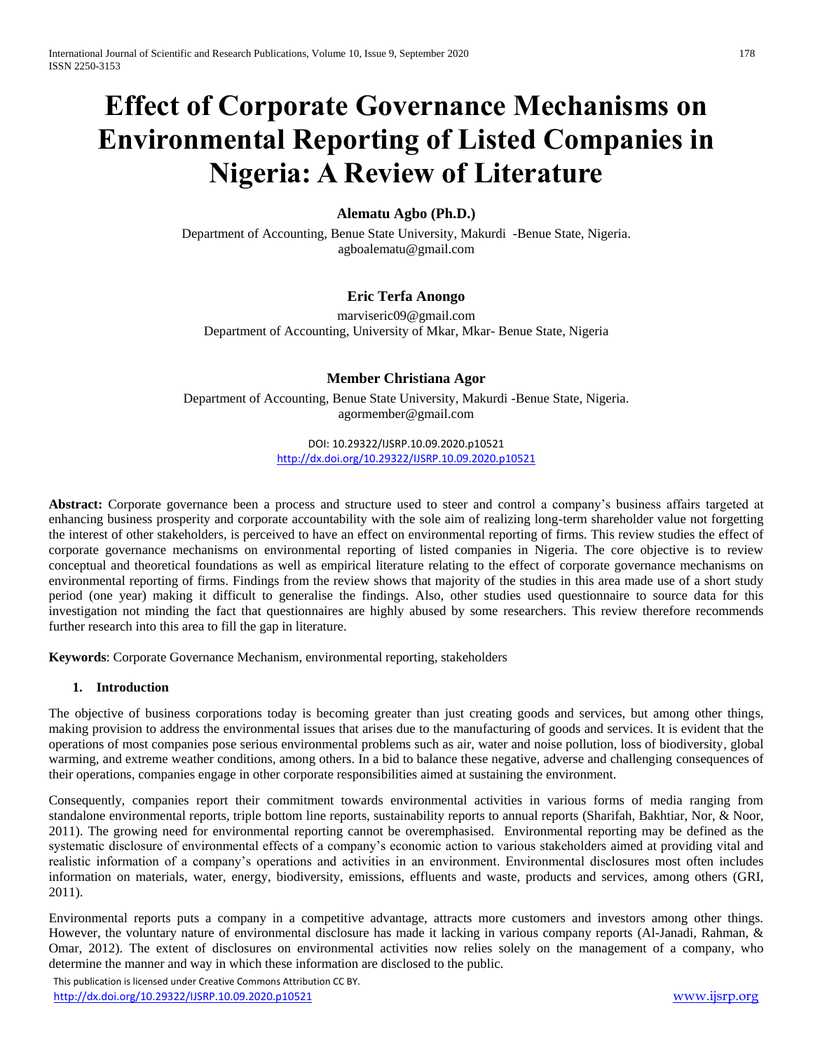# Effect of Corporate Governance Mechanisms on Environmental Reporting of Listed Companies in Nigeria: A Review of Literature

**Alematu Agbo (Ph.D.)**

Department of Accounting, Benue State University, Makurdi -Benue State, Nigeria.
agboalematu@gmail.com

**Eric Terfa Anongo**

marviseric09@gmail.com
Department of Accounting, University of Mkar, Mkar- Benue State, Nigeria

**Member Christiana Agor**

Department of Accounting, Benue State University, Makurdi -Benue State, Nigeria.
agormember@gmail.com

DOI: 10.29322/IJSRP.10.09.2020.p10521
http://dx.doi.org/10.29322/IJSRP.10.09.2020.p10521

**Abstract:** Corporate governance been a process and structure used to steer and control a company's business affairs targeted at enhancing business prosperity and corporate accountability with the sole aim of realizing long-term shareholder value not forgetting the interest of other stakeholders, is perceived to have an effect on environmental reporting of firms. This review studies the effect of corporate governance mechanisms on environmental reporting of listed companies in Nigeria. The core objective is to review conceptual and theoretical foundations as well as empirical literature relating to the effect of corporate governance mechanisms on environmental reporting of firms. Findings from the review shows that majority of the studies in this area made use of a short study period (one year) making it difficult to generalise the findings. Also, other studies used questionnaire to source data for this investigation not minding the fact that questionnaires are highly abused by some researchers. This review therefore recommends further research into this area to fill the gap in literature.

**Keywords**: Corporate Governance Mechanism, environmental reporting, stakeholders

## 1. Introduction

The objective of business corporations today is becoming greater than just creating goods and services, but among other things, making provision to address the environmental issues that arises due to the manufacturing of goods and services. It is evident that the operations of most companies pose serious environmental problems such as air, water and noise pollution, loss of biodiversity, global warming, and extreme weather conditions, among others. In a bid to balance these negative, adverse and challenging consequences of their operations, companies engage in other corporate responsibilities aimed at sustaining the environment.

Consequently, companies report their commitment towards environmental activities in various forms of media ranging from standalone environmental reports, triple bottom line reports, sustainability reports to annual reports (Sharifah, Bakhtiar, Nor, & Noor, 2011). The growing need for environmental reporting cannot be overemphasised. Environmental reporting may be defined as the systematic disclosure of environmental effects of a company's economic action to various stakeholders aimed at providing vital and realistic information of a company's operations and activities in an environment. Environmental disclosures most often includes information on materials, water, energy, biodiversity, emissions, effluents and waste, products and services, among others (GRI, 2011).

Environmental reports puts a company in a competitive advantage, attracts more customers and investors among other things. However, the voluntary nature of environmental disclosure has made it lacking in various company reports (Al-Janadi, Rahman, & Omar, 2012). The extent of disclosures on environmental activities now relies solely on the management of a company, who determine the manner and way in which these information are disclosed to the public.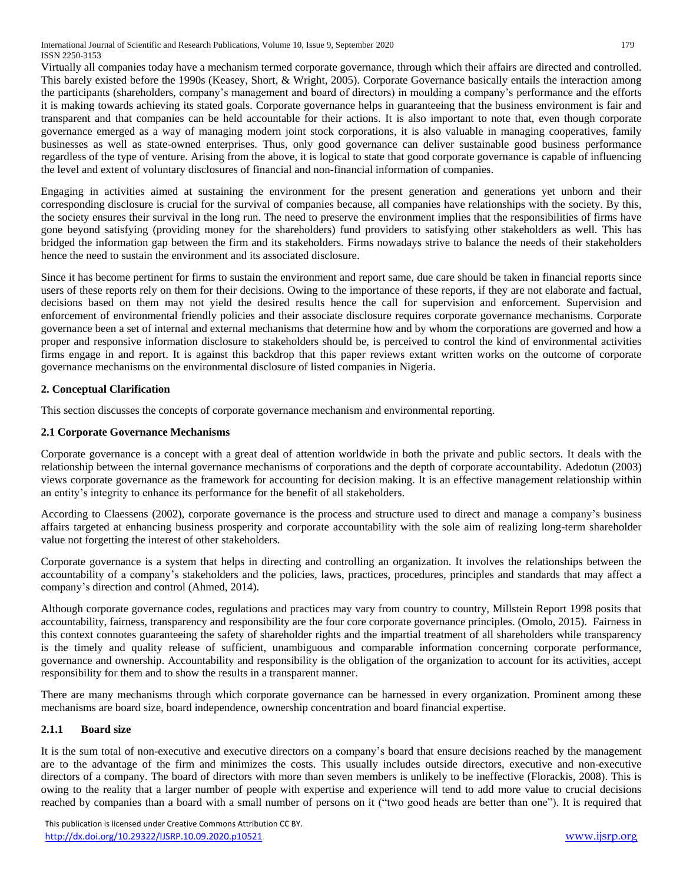Virtually all companies today have a mechanism termed corporate governance, through which their affairs are directed and controlled. This barely existed before the 1990s (Keasey, Short, & Wright, 2005). Corporate Governance basically entails the interaction among the participants (shareholders, company's management and board of directors) in moulding a company's performance and the efforts it is making towards achieving its stated goals. Corporate governance helps in guaranteeing that the business environment is fair and transparent and that companies can be held accountable for their actions. It is also important to note that, even though corporate governance emerged as a way of managing modern joint stock corporations, it is also valuable in managing cooperatives, family businesses as well as state-owned enterprises. Thus, only good governance can deliver sustainable good business performance regardless of the type of venture. Arising from the above, it is logical to state that good corporate governance is capable of influencing the level and extent of voluntary disclosures of financial and non-financial information of companies.

Engaging in activities aimed at sustaining the environment for the present generation and generations yet unborn and their corresponding disclosure is crucial for the survival of companies because, all companies have relationships with the society. By this, the society ensures their survival in the long run. The need to preserve the environment implies that the responsibilities of firms have gone beyond satisfying (providing money for the shareholders) fund providers to satisfying other stakeholders as well. This has bridged the information gap between the firm and its stakeholders. Firms nowadays strive to balance the needs of their stakeholders hence the need to sustain the environment and its associated disclosure.

Since it has become pertinent for firms to sustain the environment and report same, due care should be taken in financial reports since users of these reports rely on them for their decisions. Owing to the importance of these reports, if they are not elaborate and factual, decisions based on them may not yield the desired results hence the call for supervision and enforcement. Supervision and enforcement of environmental friendly policies and their associate disclosure requires corporate governance mechanisms. Corporate governance been a set of internal and external mechanisms that determine how and by whom the corporations are governed and how a proper and responsive information disclosure to stakeholders should be, is perceived to control the kind of environmental activities firms engage in and report. It is against this backdrop that this paper reviews extant written works on the outcome of corporate governance mechanisms on the environmental disclosure of listed companies in Nigeria.

## 2. Conceptual Clarification

This section discusses the concepts of corporate governance mechanism and environmental reporting.

### 2.1 Corporate Governance Mechanisms

Corporate governance is a concept with a great deal of attention worldwide in both the private and public sectors. It deals with the relationship between the internal governance mechanisms of corporations and the depth of corporate accountability. Adedotun (2003) views corporate governance as the framework for accounting for decision making. It is an effective management relationship within an entity's integrity to enhance its performance for the benefit of all stakeholders.

According to Claessens (2002), corporate governance is the process and structure used to direct and manage a company's business affairs targeted at enhancing business prosperity and corporate accountability with the sole aim of realizing long-term shareholder value not forgetting the interest of other stakeholders.

Corporate governance is a system that helps in directing and controlling an organization. It involves the relationships between the accountability of a company's stakeholders and the policies, laws, practices, procedures, principles and standards that may affect a company's direction and control (Ahmed, 2014).

Although corporate governance codes, regulations and practices may vary from country to country, Millstein Report 1998 posits that accountability, fairness, transparency and responsibility are the four core corporate governance principles. (Omolo, 2015). Fairness in this context connotes guaranteeing the safety of shareholder rights and the impartial treatment of all shareholders while transparency is the timely and quality release of sufficient, unambiguous and comparable information concerning corporate performance, governance and ownership. Accountability and responsibility is the obligation of the organization to account for its activities, accept responsibility for them and to show the results in a transparent manner.

There are many mechanisms through which corporate governance can be harnessed in every organization. Prominent among these mechanisms are board size, board independence, ownership concentration and board financial expertise.

#### 2.1.1 Board size

It is the sum total of non-executive and executive directors on a company's board that ensure decisions reached by the management are to the advantage of the firm and minimizes the costs. This usually includes outside directors, executive and non-executive directors of a company. The board of directors with more than seven members is unlikely to be ineffective (Florackis, 2008). This is owing to the reality that a larger number of people with expertise and experience will tend to add more value to crucial decisions reached by companies than a board with a small number of persons on it ("two good heads are better than one"). It is required that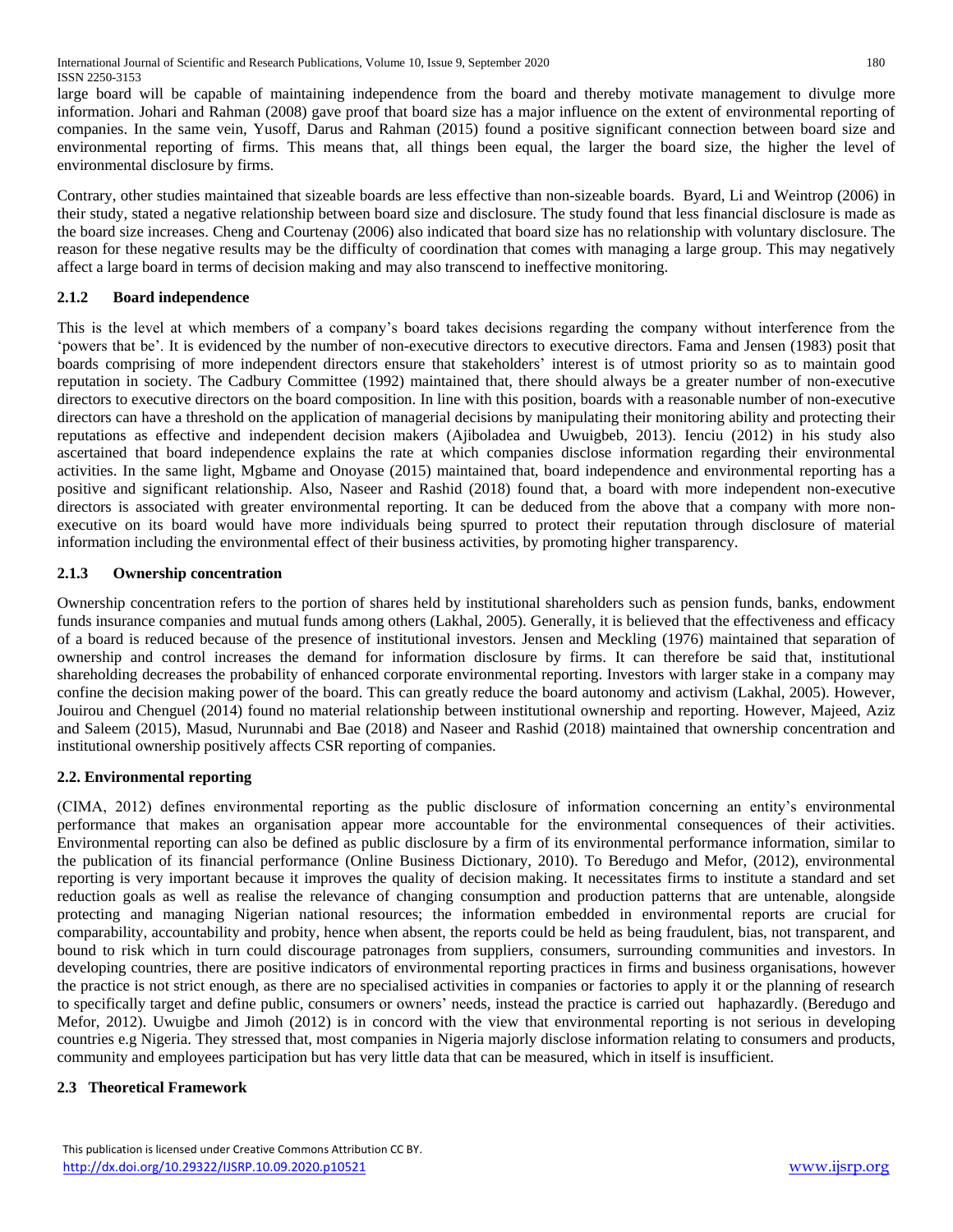large board will be capable of maintaining independence from the board and thereby motivate management to divulge more information. Johari and Rahman (2008) gave proof that board size has a major influence on the extent of environmental reporting of companies. In the same vein, Yusoff, Darus and Rahman (2015) found a positive significant connection between board size and environmental reporting of firms. This means that, all things been equal, the larger the board size, the higher the level of environmental disclosure by firms.

Contrary, other studies maintained that sizeable boards are less effective than non-sizeable boards. Byard, Li and Weintrop (2006) in their study, stated a negative relationship between board size and disclosure. The study found that less financial disclosure is made as the board size increases. Cheng and Courtenay (2006) also indicated that board size has no relationship with voluntary disclosure. The reason for these negative results may be the difficulty of coordination that comes with managing a large group. This may negatively affect a large board in terms of decision making and may also transcend to ineffective monitoring.

### 2.1.2 Board independence

This is the level at which members of a company's board takes decisions regarding the company without interference from the 'powers that be'. It is evidenced by the number of non-executive directors to executive directors. Fama and Jensen (1983) posit that boards comprising of more independent directors ensure that stakeholders' interest is of utmost priority so as to maintain good reputation in society. The Cadbury Committee (1992) maintained that, there should always be a greater number of non-executive directors to executive directors on the board composition. In line with this position, boards with a reasonable number of non-executive directors can have a threshold on the application of managerial decisions by manipulating their monitoring ability and protecting their reputations as effective and independent decision makers (Ajiboladea and Uwuigbeb, 2013). Ienciu (2012) in his study also ascertained that board independence explains the rate at which companies disclose information regarding their environmental activities. In the same light, Mgbame and Onoyase (2015) maintained that, board independence and environmental reporting has a positive and significant relationship. Also, Naseer and Rashid (2018) found that, a board with more independent non-executive directors is associated with greater environmental reporting. It can be deduced from the above that a company with more non-executive on its board would have more individuals being spurred to protect their reputation through disclosure of material information including the environmental effect of their business activities, by promoting higher transparency.

### 2.1.3 Ownership concentration

Ownership concentration refers to the portion of shares held by institutional shareholders such as pension funds, banks, endowment funds insurance companies and mutual funds among others (Lakhal, 2005). Generally, it is believed that the effectiveness and efficacy of a board is reduced because of the presence of institutional investors. Jensen and Meckling (1976) maintained that separation of ownership and control increases the demand for information disclosure by firms. It can therefore be said that, institutional shareholding decreases the probability of enhanced corporate environmental reporting. Investors with larger stake in a company may confine the decision making power of the board. This can greatly reduce the board autonomy and activism (Lakhal, 2005). However, Jouirou and Chenguel (2014) found no material relationship between institutional ownership and reporting. However, Majeed, Aziz and Saleem (2015), Masud, Nurunnabi and Bae (2018) and Naseer and Rashid (2018) maintained that ownership concentration and institutional ownership positively affects CSR reporting of companies.

## 2.2. Environmental reporting

(CIMA, 2012) defines environmental reporting as the public disclosure of information concerning an entity's environmental performance that makes an organisation appear more accountable for the environmental consequences of their activities. Environmental reporting can also be defined as public disclosure by a firm of its environmental performance information, similar to the publication of its financial performance (Online Business Dictionary, 2010). To Beredugo and Mefor, (2012), environmental reporting is very important because it improves the quality of decision making. It necessitates firms to institute a standard and set reduction goals as well as realise the relevance of changing consumption and production patterns that are untenable, alongside protecting and managing Nigerian national resources; the information embedded in environmental reports are crucial for comparability, accountability and probity, hence when absent, the reports could be held as being fraudulent, bias, not transparent, and bound to risk which in turn could discourage patronages from suppliers, consumers, surrounding communities and investors. In developing countries, there are positive indicators of environmental reporting practices in firms and business organisations, however the practice is not strict enough, as there are no specialised activities in companies or factories to apply it or the planning of research to specifically target and define public, consumers or owners' needs, instead the practice is carried out haphazardly. (Beredugo and Mefor, 2012). Uwuigbe and Jimoh (2012) is in concord with the view that environmental reporting is not serious in developing countries e.g Nigeria. They stressed that, most companies in Nigeria majorly disclose information relating to consumers and products, community and employees participation but has very little data that can be measured, which in itself is insufficient.

## 2.3 Theoretical Framework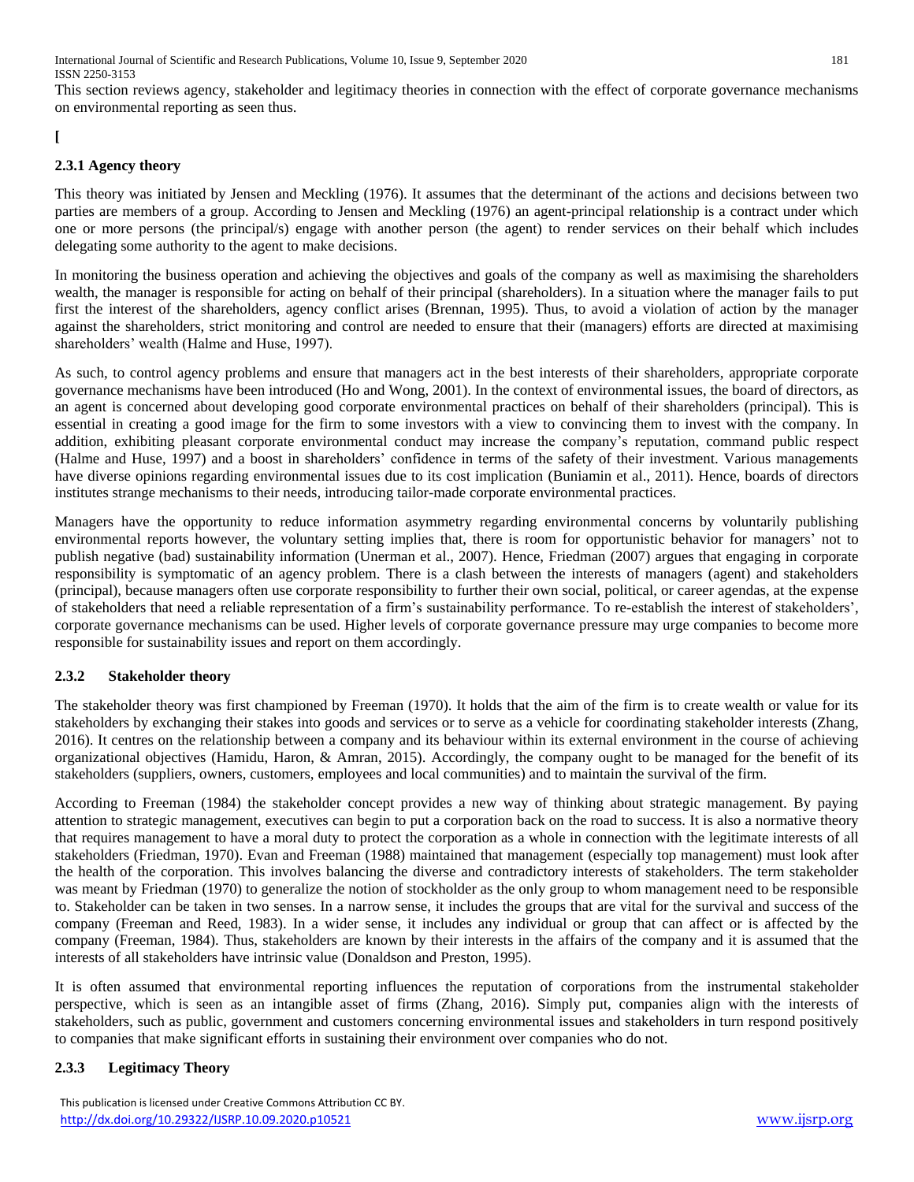This section reviews agency, stakeholder and legitimacy theories in connection with the effect of corporate governance mechanisms on environmental reporting as seen thus.

**[**

### 2.3.1 Agency theory

This theory was initiated by Jensen and Meckling (1976). It assumes that the determinant of the actions and decisions between two parties are members of a group. According to Jensen and Meckling (1976) an agent-principal relationship is a contract under which one or more persons (the principal/s) engage with another person (the agent) to render services on their behalf which includes delegating some authority to the agent to make decisions.

In monitoring the business operation and achieving the objectives and goals of the company as well as maximising the shareholders wealth, the manager is responsible for acting on behalf of their principal (shareholders). In a situation where the manager fails to put first the interest of the shareholders, agency conflict arises (Brennan, 1995). Thus, to avoid a violation of action by the manager against the shareholders, strict monitoring and control are needed to ensure that their (managers) efforts are directed at maximising shareholders' wealth (Halme and Huse, 1997).

As such, to control agency problems and ensure that managers act in the best interests of their shareholders, appropriate corporate governance mechanisms have been introduced (Ho and Wong, 2001). In the context of environmental issues, the board of directors, as an agent is concerned about developing good corporate environmental practices on behalf of their shareholders (principal). This is essential in creating a good image for the firm to some investors with a view to convincing them to invest with the company. In addition, exhibiting pleasant corporate environmental conduct may increase the company's reputation, command public respect (Halme and Huse, 1997) and a boost in shareholders' confidence in terms of the safety of their investment. Various managements have diverse opinions regarding environmental issues due to its cost implication (Buniamin et al., 2011). Hence, boards of directors institutes strange mechanisms to their needs, introducing tailor-made corporate environmental practices.

Managers have the opportunity to reduce information asymmetry regarding environmental concerns by voluntarily publishing environmental reports however, the voluntary setting implies that, there is room for opportunistic behavior for managers' not to publish negative (bad) sustainability information (Unerman et al., 2007). Hence, Friedman (2007) argues that engaging in corporate responsibility is symptomatic of an agency problem. There is a clash between the interests of managers (agent) and stakeholders (principal), because managers often use corporate responsibility to further their own social, political, or career agendas, at the expense of stakeholders that need a reliable representation of a firm's sustainability performance. To re-establish the interest of stakeholders', corporate governance mechanisms can be used. Higher levels of corporate governance pressure may urge companies to become more responsible for sustainability issues and report on them accordingly.

### 2.3.2 Stakeholder theory

The stakeholder theory was first championed by Freeman (1970). It holds that the aim of the firm is to create wealth or value for its stakeholders by exchanging their stakes into goods and services or to serve as a vehicle for coordinating stakeholder interests (Zhang, 2016). It centres on the relationship between a company and its behaviour within its external environment in the course of achieving organizational objectives (Hamidu, Haron, & Amran, 2015). Accordingly, the company ought to be managed for the benefit of its stakeholders (suppliers, owners, customers, employees and local communities) and to maintain the survival of the firm.

According to Freeman (1984) the stakeholder concept provides a new way of thinking about strategic management. By paying attention to strategic management, executives can begin to put a corporation back on the road to success. It is also a normative theory that requires management to have a moral duty to protect the corporation as a whole in connection with the legitimate interests of all stakeholders (Friedman, 1970). Evan and Freeman (1988) maintained that management (especially top management) must look after the health of the corporation. This involves balancing the diverse and contradictory interests of stakeholders. The term stakeholder was meant by Friedman (1970) to generalize the notion of stockholder as the only group to whom management need to be responsible to. Stakeholder can be taken in two senses. In a narrow sense, it includes the groups that are vital for the survival and success of the company (Freeman and Reed, 1983). In a wider sense, it includes any individual or group that can affect or is affected by the company (Freeman, 1984). Thus, stakeholders are known by their interests in the affairs of the company and it is assumed that the interests of all stakeholders have intrinsic value (Donaldson and Preston, 1995).

It is often assumed that environmental reporting influences the reputation of corporations from the instrumental stakeholder perspective, which is seen as an intangible asset of firms (Zhang, 2016). Simply put, companies align with the interests of stakeholders, such as public, government and customers concerning environmental issues and stakeholders in turn respond positively to companies that make significant efforts in sustaining their environment over companies who do not.

### 2.3.3 Legitimacy Theory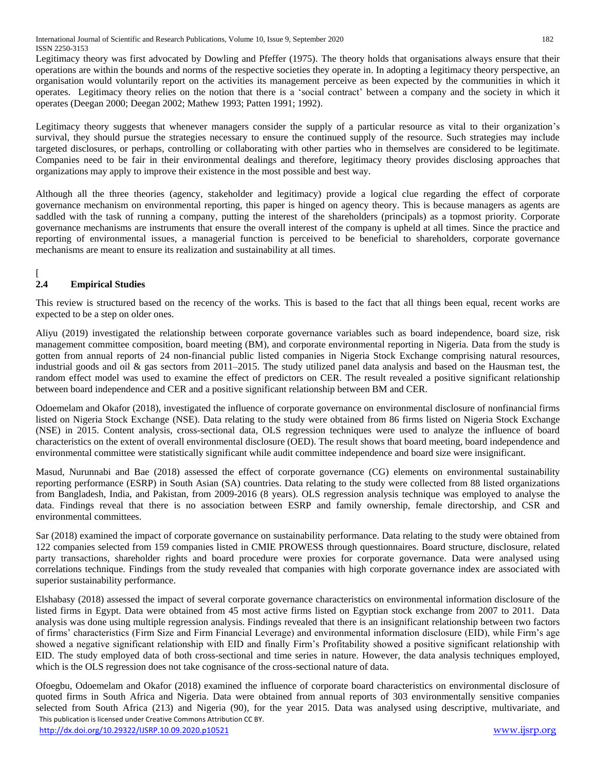Legitimacy theory was first advocated by Dowling and Pfeffer (1975). The theory holds that organisations always ensure that their operations are within the bounds and norms of the respective societies they operate in. In adopting a legitimacy theory perspective, an organisation would voluntarily report on the activities its management perceive as been expected by the communities in which it operates. Legitimacy theory relies on the notion that there is a 'social contract' between a company and the society in which it operates (Deegan 2000; Deegan 2002; Mathew 1993; Patten 1991; 1992).

Legitimacy theory suggests that whenever managers consider the supply of a particular resource as vital to their organization's survival, they should pursue the strategies necessary to ensure the continued supply of the resource. Such strategies may include targeted disclosures, or perhaps, controlling or collaborating with other parties who in themselves are considered to be legitimate. Companies need to be fair in their environmental dealings and therefore, legitimacy theory provides disclosing approaches that organizations may apply to improve their existence in the most possible and best way.

Although all the three theories (agency, stakeholder and legitimacy) provide a logical clue regarding the effect of corporate governance mechanism on environmental reporting, this paper is hinged on agency theory. This is because managers as agents are saddled with the task of running a company, putting the interest of the shareholders (principals) as a topmost priority. Corporate governance mechanisms are instruments that ensure the overall interest of the company is upheld at all times. Since the practice and reporting of environmental issues, a managerial function is perceived to be beneficial to shareholders, corporate governance mechanisms are meant to ensure its realization and sustainability at all times.

[

## 2.4 Empirical Studies

This review is structured based on the recency of the works. This is based to the fact that all things been equal, recent works are expected to be a step on older ones.

Aliyu (2019) investigated the relationship between corporate governance variables such as board independence, board size, risk management committee composition, board meeting (BM), and corporate environmental reporting in Nigeria. Data from the study is gotten from annual reports of 24 non-financial public listed companies in Nigeria Stock Exchange comprising natural resources, industrial goods and oil & gas sectors from 2011–2015. The study utilized panel data analysis and based on the Hausman test, the random effect model was used to examine the effect of predictors on CER. The result revealed a positive significant relationship between board independence and CER and a positive significant relationship between BM and CER.

Odoemelam and Okafor (2018), investigated the influence of corporate governance on environmental disclosure of nonfinancial firms listed on Nigeria Stock Exchange (NSE). Data relating to the study were obtained from 86 firms listed on Nigeria Stock Exchange (NSE) in 2015. Content analysis, cross-sectional data, OLS regression techniques were used to analyze the influence of board characteristics on the extent of overall environmental disclosure (OED). The result shows that board meeting, board independence and environmental committee were statistically significant while audit committee independence and board size were insignificant.

Masud, Nurunnabi and Bae (2018) assessed the effect of corporate governance (CG) elements on environmental sustainability reporting performance (ESRP) in South Asian (SA) countries. Data relating to the study were collected from 88 listed organizations from Bangladesh, India, and Pakistan, from 2009-2016 (8 years). OLS regression analysis technique was employed to analyse the data. Findings reveal that there is no association between ESRP and family ownership, female directorship, and CSR and environmental committees.

Sar (2018) examined the impact of corporate governance on sustainability performance. Data relating to the study were obtained from 122 companies selected from 159 companies listed in CMIE PROWESS through questionnaires. Board structure, disclosure, related party transactions, shareholder rights and board procedure were proxies for corporate governance. Data were analysed using correlations technique. Findings from the study revealed that companies with high corporate governance index are associated with superior sustainability performance.

Elshabasy (2018) assessed the impact of several corporate governance characteristics on environmental information disclosure of the listed firms in Egypt. Data were obtained from 45 most active firms listed on Egyptian stock exchange from 2007 to 2011. Data analysis was done using multiple regression analysis. Findings revealed that there is an insignificant relationship between two factors of firms' characteristics (Firm Size and Firm Financial Leverage) and environmental information disclosure (EID), while Firm's age showed a negative significant relationship with EID and finally Firm's Profitability showed a positive significant relationship with EID. The study employed data of both cross-sectional and time series in nature. However, the data analysis techniques employed, which is the OLS regression does not take cognisance of the cross-sectional nature of data.

Ofoegbu, Odoemelam and Okafor (2018) examined the influence of corporate board characteristics on environmental disclosure of quoted firms in South Africa and Nigeria. Data were obtained from annual reports of 303 environmentally sensitive companies selected from South Africa (213) and Nigeria (90), for the year 2015. Data was analysed using descriptive, multivariate, and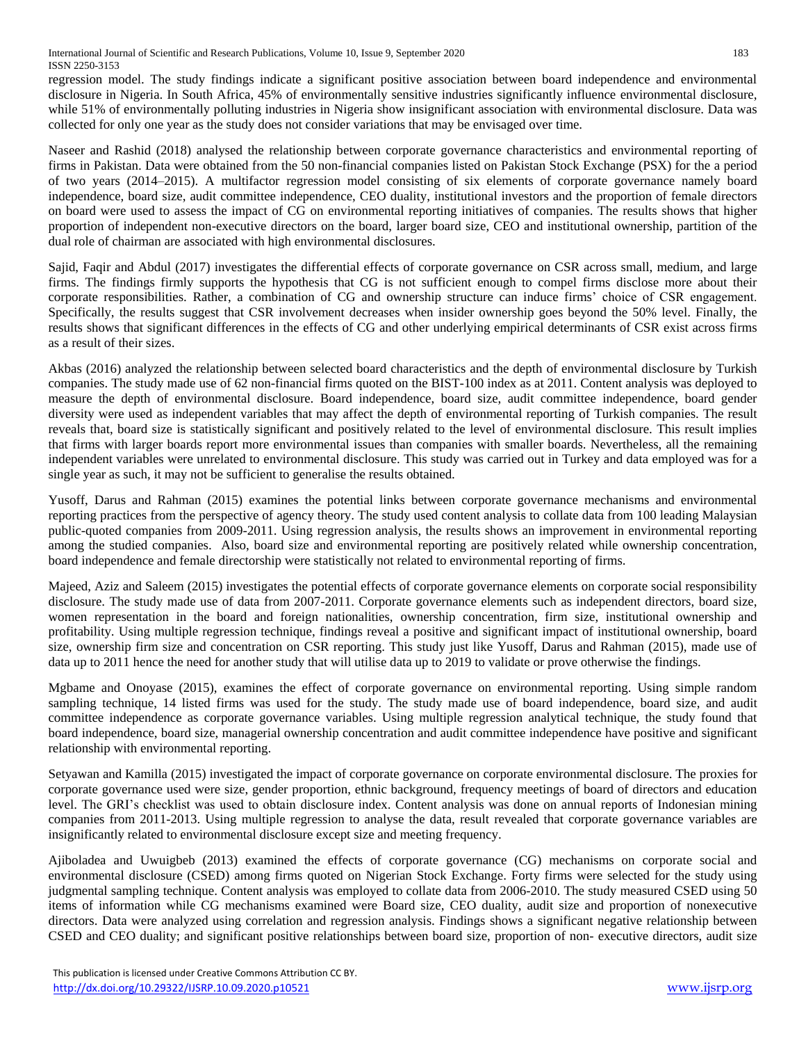regression model. The study findings indicate a significant positive association between board independence and environmental disclosure in Nigeria. In South Africa, 45% of environmentally sensitive industries significantly influence environmental disclosure, while 51% of environmentally polluting industries in Nigeria show insignificant association with environmental disclosure. Data was collected for only one year as the study does not consider variations that may be envisaged over time.

Naseer and Rashid (2018) analysed the relationship between corporate governance characteristics and environmental reporting of firms in Pakistan. Data were obtained from the 50 non-financial companies listed on Pakistan Stock Exchange (PSX) for the a period of two years (2014–2015). A multifactor regression model consisting of six elements of corporate governance namely board independence, board size, audit committee independence, CEO duality, institutional investors and the proportion of female directors on board were used to assess the impact of CG on environmental reporting initiatives of companies. The results shows that higher proportion of independent non-executive directors on the board, larger board size, CEO and institutional ownership, partition of the dual role of chairman are associated with high environmental disclosures.

Sajid, Faqir and Abdul (2017) investigates the differential effects of corporate governance on CSR across small, medium, and large firms. The findings firmly supports the hypothesis that CG is not sufficient enough to compel firms disclose more about their corporate responsibilities. Rather, a combination of CG and ownership structure can induce firms' choice of CSR engagement. Specifically, the results suggest that CSR involvement decreases when insider ownership goes beyond the 50% level. Finally, the results shows that significant differences in the effects of CG and other underlying empirical determinants of CSR exist across firms as a result of their sizes.

Akbas (2016) analyzed the relationship between selected board characteristics and the depth of environmental disclosure by Turkish companies. The study made use of 62 non-financial firms quoted on the BIST-100 index as at 2011. Content analysis was deployed to measure the depth of environmental disclosure. Board independence, board size, audit committee independence, board gender diversity were used as independent variables that may affect the depth of environmental reporting of Turkish companies. The result reveals that, board size is statistically significant and positively related to the level of environmental disclosure. This result implies that firms with larger boards report more environmental issues than companies with smaller boards. Nevertheless, all the remaining independent variables were unrelated to environmental disclosure. This study was carried out in Turkey and data employed was for a single year as such, it may not be sufficient to generalise the results obtained.

Yusoff, Darus and Rahman (2015) examines the potential links between corporate governance mechanisms and environmental reporting practices from the perspective of agency theory. The study used content analysis to collate data from 100 leading Malaysian public-quoted companies from 2009-2011. Using regression analysis, the results shows an improvement in environmental reporting among the studied companies. Also, board size and environmental reporting are positively related while ownership concentration, board independence and female directorship were statistically not related to environmental reporting of firms.

Majeed, Aziz and Saleem (2015) investigates the potential effects of corporate governance elements on corporate social responsibility disclosure. The study made use of data from 2007-2011. Corporate governance elements such as independent directors, board size, women representation in the board and foreign nationalities, ownership concentration, firm size, institutional ownership and profitability. Using multiple regression technique, findings reveal a positive and significant impact of institutional ownership, board size, ownership firm size and concentration on CSR reporting. This study just like Yusoff, Darus and Rahman (2015), made use of data up to 2011 hence the need for another study that will utilise data up to 2019 to validate or prove otherwise the findings.

Mgbame and Onoyase (2015), examines the effect of corporate governance on environmental reporting. Using simple random sampling technique, 14 listed firms was used for the study. The study made use of board independence, board size, and audit committee independence as corporate governance variables. Using multiple regression analytical technique, the study found that board independence, board size, managerial ownership concentration and audit committee independence have positive and significant relationship with environmental reporting.

Setyawan and Kamilla (2015) investigated the impact of corporate governance on corporate environmental disclosure. The proxies for corporate governance used were size, gender proportion, ethnic background, frequency meetings of board of directors and education level. The GRI's checklist was used to obtain disclosure index. Content analysis was done on annual reports of Indonesian mining companies from 2011-2013. Using multiple regression to analyse the data, result revealed that corporate governance variables are insignificantly related to environmental disclosure except size and meeting frequency.

Ajiboladea and Uwuigbeb (2013) examined the effects of corporate governance (CG) mechanisms on corporate social and environmental disclosure (CSED) among firms quoted on Nigerian Stock Exchange. Forty firms were selected for the study using judgmental sampling technique. Content analysis was employed to collate data from 2006-2010. The study measured CSED using 50 items of information while CG mechanisms examined were Board size, CEO duality, audit size and proportion of nonexecutive directors. Data were analyzed using correlation and regression analysis. Findings shows a significant negative relationship between CSED and CEO duality; and significant positive relationships between board size, proportion of non- executive directors, audit size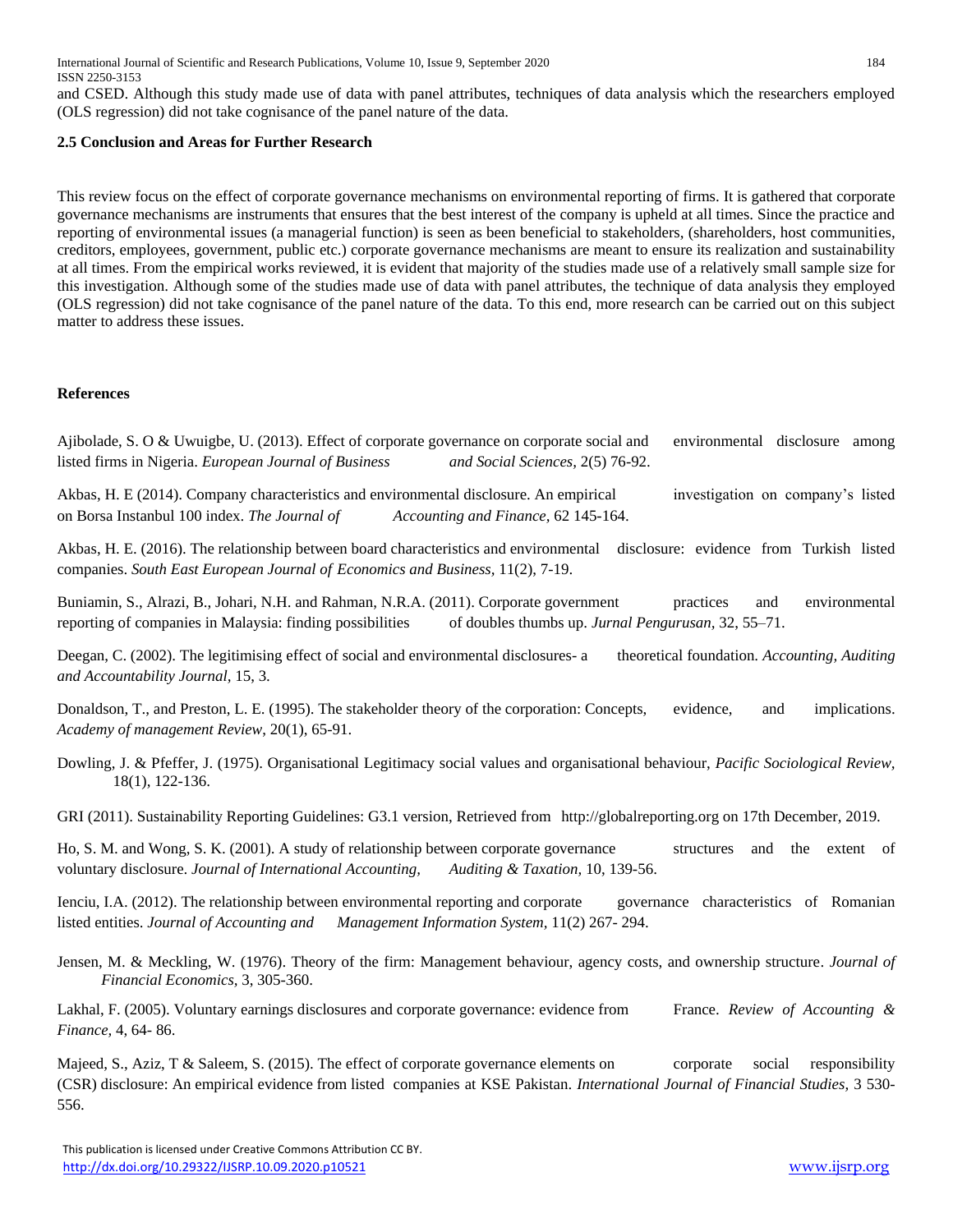and CSED. Although this study made use of data with panel attributes, techniques of data analysis which the researchers employed (OLS regression) did not take cognisance of the panel nature of the data.

### 2.5 Conclusion and Areas for Further Research

This review focus on the effect of corporate governance mechanisms on environmental reporting of firms. It is gathered that corporate governance mechanisms are instruments that ensures that the best interest of the company is upheld at all times. Since the practice and reporting of environmental issues (a managerial function) is seen as been beneficial to stakeholders, (shareholders, host communities, creditors, employees, government, public etc.) corporate governance mechanisms are meant to ensure its realization and sustainability at all times. From the empirical works reviewed, it is evident that majority of the studies made use of a relatively small sample size for this investigation. Although some of the studies made use of data with panel attributes, the technique of data analysis they employed (OLS regression) did not take cognisance of the panel nature of the data. To this end, more research can be carried out on this subject matter to address these issues.

## References

Ajibolade, S. O & Uwuigbe, U. (2013). Effect of corporate governance on corporate social and environmental disclosure among listed firms in Nigeria. *European Journal of Business and Social Sciences,* 2(5) 76-92.

Akbas, H. E (2014). Company characteristics and environmental disclosure. An empirical investigation on company's listed on Borsa Instanbul 100 index. *The Journal of Accounting and Finance,* 62 145-164.

Akbas, H. E. (2016). The relationship between board characteristics and environmental disclosure: evidence from Turkish listed companies. *South East European Journal of Economics and Business*, 11(2), 7-19.

Buniamin, S., Alrazi, B., Johari, N.H. and Rahman, N.R.A. (2011). Corporate government practices and environmental reporting of companies in Malaysia: finding possibilities of doubles thumbs up. *Jurnal Pengurusan*, 32, 55–71.

Deegan, C. (2002). The legitimising effect of social and environmental disclosures- a theoretical foundation. *Accounting, Auditing and Accountability Journal*, 15, 3.

Donaldson, T., and Preston, L. E. (1995). The stakeholder theory of the corporation: Concepts, evidence, and implications. *Academy of management Review*, 20(1), 65-91.

Dowling, J. & Pfeffer, J. (1975). Organisational Legitimacy social values and organisational behaviour, *Pacific Sociological Review*, 18(1), 122-136.

GRI (2011). Sustainability Reporting Guidelines: G3.1 version, Retrieved from http://globalreporting.org on 17th December, 2019.

Ho, S. M. and Wong, S. K. (2001). A study of relationship between corporate governance structures and the extent of voluntary disclosure. *Journal of International Accounting, Auditing & Taxation,* 10, 139-56.

Ienciu, I.A. (2012). The relationship between environmental reporting and corporate governance characteristics of Romanian listed entities. *Journal of Accounting and Management Information System,* 11(2) 267- 294.

Jensen, M. & Meckling, W. (1976). Theory of the firm: Management behaviour, agency costs, and ownership structure. *Journal of Financial Economics,* 3, 305-360.

Lakhal, F. (2005). Voluntary earnings disclosures and corporate governance: evidence from France. *Review of Accounting & Finance,* 4, 64- 86.

Majeed, S., Aziz, T & Saleem, S. (2015). The effect of corporate governance elements on corporate social responsibility (CSR) disclosure: An empirical evidence from listed companies at KSE Pakistan. *International Journal of Financial Studies,* 3 530-556.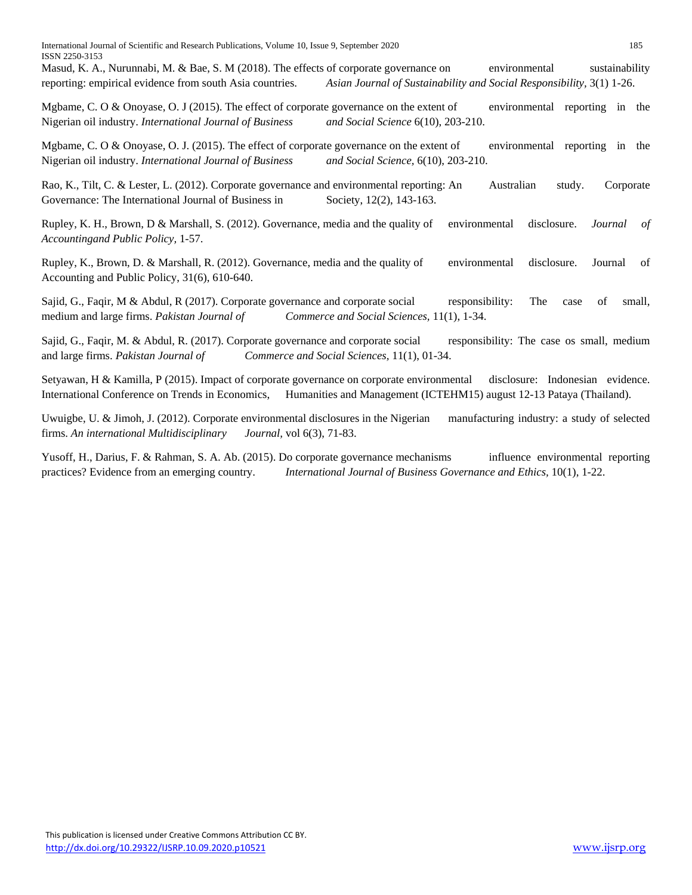Masud, K. A., Nurunnabi, M. & Bae, S. M (2018). The effects of corporate governance on environmental sustainability reporting: empirical evidence from south Asia countries. *Asian Journal of Sustainability and Social Responsibility,* 3(1) 1-26.

Mgbame, C. O & Onoyase, O. J (2015). The effect of corporate governance on the extent of environmental reporting in the Nigerian oil industry. *International Journal of Business and Social Science* 6(10), 203-210.

Mgbame, C. O & Onoyase, O. J. (2015). The effect of corporate governance on the extent of environmental reporting in the Nigerian oil industry. *International Journal of Business and Social Science,* 6(10), 203-210.

Rao, K., Tilt, C. & Lester, L. (2012). Corporate governance and environmental reporting: An Australian study. Corporate Governance: The International Journal of Business in Society, 12(2), 143-163.

Rupley, K. H., Brown, D & Marshall, S. (2012). Governance, media and the quality of environmental disclosure. *Journal of Accountingand Public Policy,* 1-57.

Rupley, K., Brown, D. & Marshall, R. (2012). Governance, media and the quality of environmental disclosure. Journal of Accounting and Public Policy, 31(6), 610-640.

Sajid, G., Faqir, M & Abdul, R (2017). Corporate governance and corporate social responsibility: The case of small, medium and large firms. *Pakistan Journal of Commerce and Social Sciences,* 11(1), 1-34.

Sajid, G., Faqir, M. & Abdul, R. (2017). Corporate governance and corporate social responsibility: The case os small, medium and large firms. *Pakistan Journal of Commerce and Social Sciences,* 11(1), 01-34.

Setyawan, H & Kamilla, P (2015). Impact of corporate governance on corporate environmental disclosure: Indonesian evidence. International Conference on Trends in Economics, Humanities and Management (ICTEHM15) august 12-13 Pataya (Thailand).

Uwuigbe, U. & Jimoh, J. (2012). Corporate environmental disclosures in the Nigerian manufacturing industry: a study of selected firms. *An international Multidisciplinary Journal,* vol 6(3), 71-83.

Yusoff, H., Darius, F. & Rahman, S. A. Ab. (2015). Do corporate governance mechanisms influence environmental reporting practices? Evidence from an emerging country. *International Journal of Business Governance and Ethics,* 10(1), 1-22.